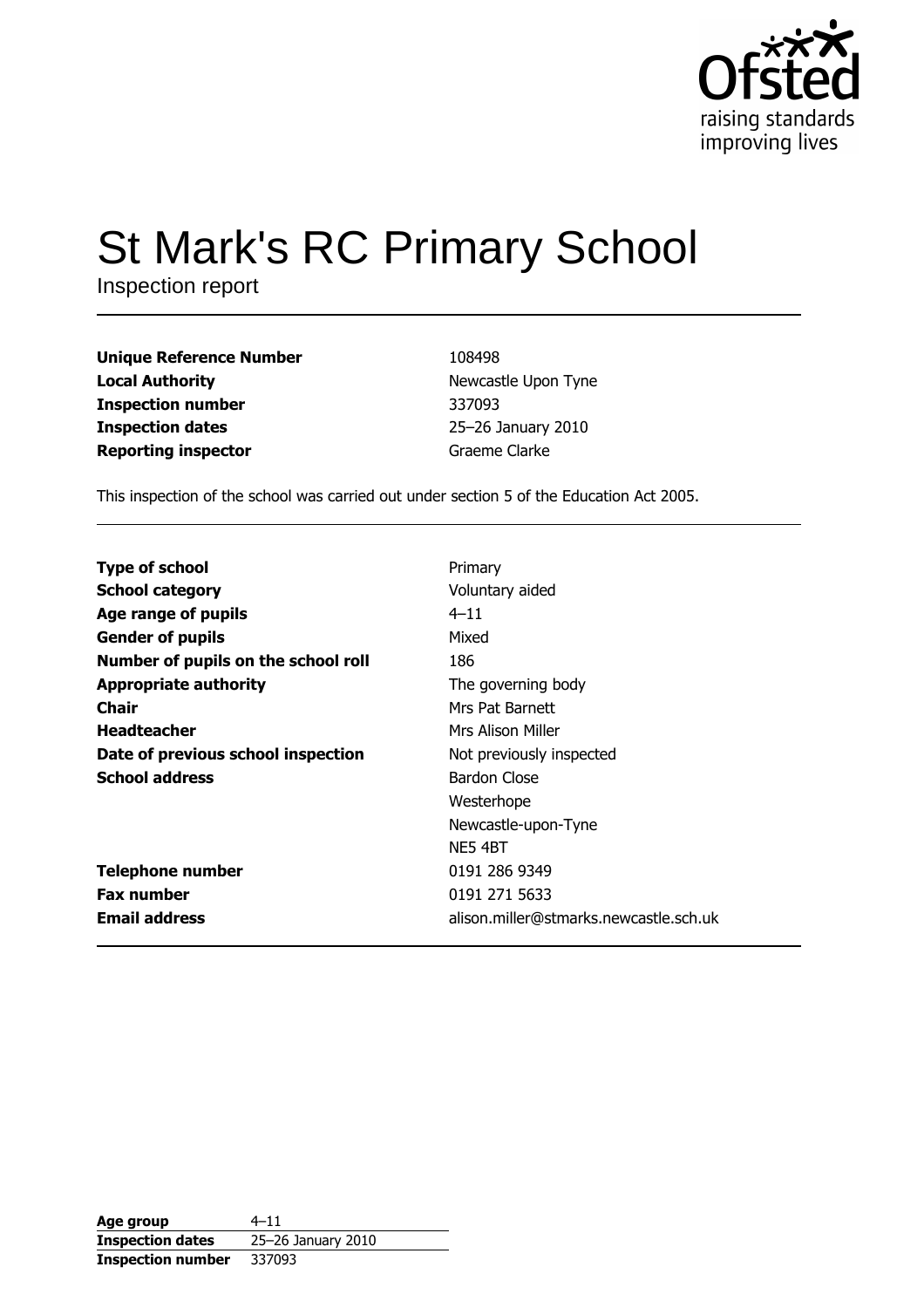# St Mark's RC Primary School

Inspection report

| | |
|---|---|
| **Unique Reference Number** | 108498 |
| **Local Authority** | Newcastle Upon Tyne |
| **Inspection number** | 337093 |
| **Inspection dates** | 25–26 January 2010 |
| **Reporting inspector** | Graeme Clarke |

This inspection of the school was carried out under section 5 of the Education Act 2005.

| | |
|---|---|
| **Type of school** | Primary |
| **School category** | Voluntary aided |
| **Age range of pupils** | 4–11 |
| **Gender of pupils** | Mixed |
| **Number of pupils on the school roll** | 186 |
| **Appropriate authority** | The governing body |
| **Chair** | Mrs Pat Barnett |
| **Headteacher** | Mrs Alison Miller |
| **Date of previous school inspection** | Not previously inspected |
| **School address** | Bardon Close<br>Westerhope<br>Newcastle-upon-Tyne<br>NE5 4BT |
| **Telephone number** | 0191 286 9349 |
| **Fax number** | 0191 271 5633 |
| **Email address** | alison.miller@stmarks.newcastle.sch.uk |

| | |
|---|---|
| **Age group** | 4–11 |
| **Inspection dates** | 25–26 January 2010 |
| **Inspection number** | 337093 |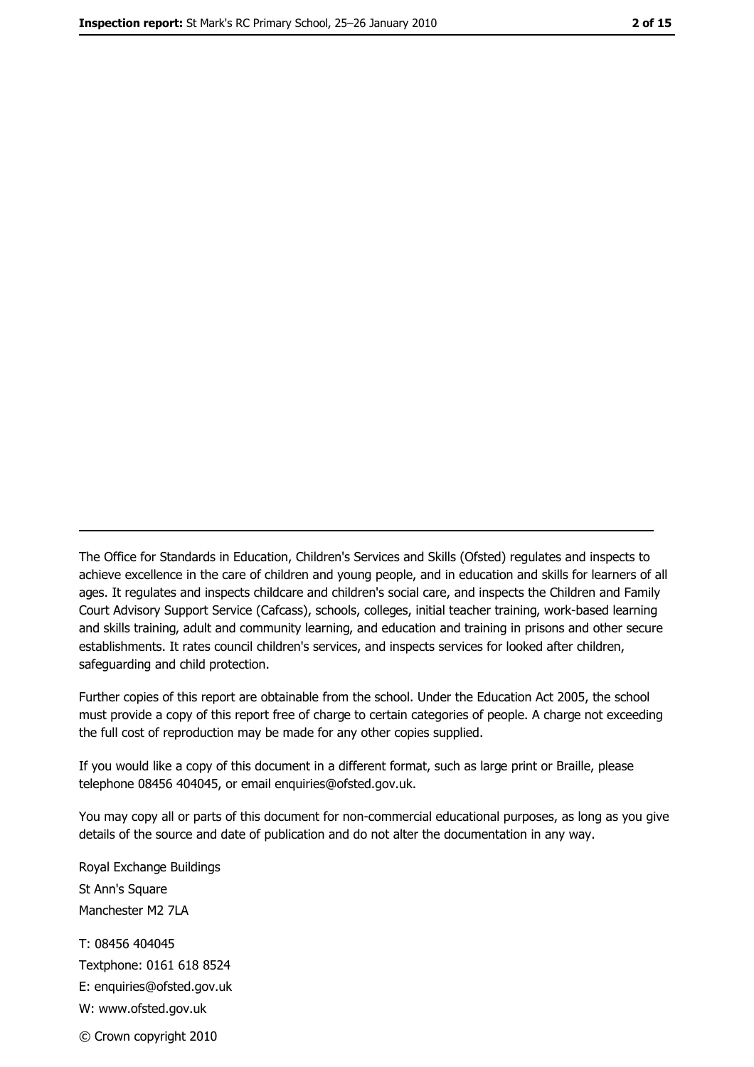---

The Office for Standards in Education, Children's Services and Skills (Ofsted) regulates and inspects to achieve excellence in the care of children and young people, and in education and skills for learners of all ages. It regulates and inspects childcare and children's social care, and inspects the Children and Family Court Advisory Support Service (Cafcass), schools, colleges, initial teacher training, work-based learning and skills training, adult and community learning, and education and training in prisons and other secure establishments. It rates council children's services, and inspects services for looked after children, safeguarding and child protection.

Further copies of this report are obtainable from the school. Under the Education Act 2005, the school must provide a copy of this report free of charge to certain categories of people. A charge not exceeding the full cost of reproduction may be made for any other copies supplied.

If you would like a copy of this document in a different format, such as large print or Braille, please telephone 08456 404045, or email enquiries@ofsted.gov.uk.

You may copy all or parts of this document for non-commercial educational purposes, as long as you give details of the source and date of publication and do not alter the documentation in any way.

Royal Exchange Buildings
St Ann's Square
Manchester M2 7LA

T: 08456 404045
Textphone: 0161 618 8524
E: enquiries@ofsted.gov.uk
W: www.ofsted.gov.uk

© Crown copyright 2010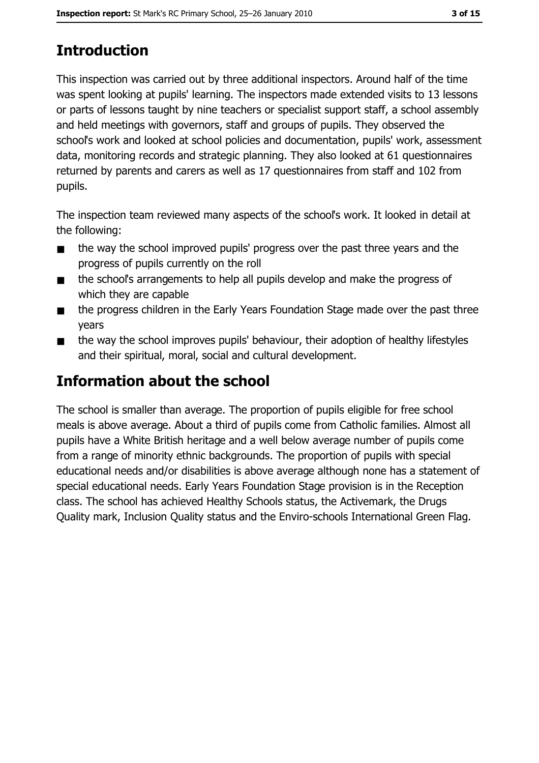## Introduction

This inspection was carried out by three additional inspectors. Around half of the time was spent looking at pupils' learning. The inspectors made extended visits to 13 lessons or parts of lessons taught by nine teachers or specialist support staff, a school assembly and held meetings with governors, staff and groups of pupils. They observed the school's work and looked at school policies and documentation, pupils' work, assessment data, monitoring records and strategic planning. They also looked at 61 questionnaires returned by parents and carers as well as 17 questionnaires from staff and 102 from pupils.

The inspection team reviewed many aspects of the school's work. It looked in detail at the following:

- the way the school improved pupils' progress over the past three years and the progress of pupils currently on the roll
- the school's arrangements to help all pupils develop and make the progress of which they are capable
- the progress children in the Early Years Foundation Stage made over the past three years
- the way the school improves pupils' behaviour, their adoption of healthy lifestyles and their spiritual, moral, social and cultural development.

## Information about the school

The school is smaller than average. The proportion of pupils eligible for free school meals is above average. About a third of pupils come from Catholic families. Almost all pupils have a White British heritage and a well below average number of pupils come from a range of minority ethnic backgrounds. The proportion of pupils with special educational needs and/or disabilities is above average although none has a statement of special educational needs. Early Years Foundation Stage provision is in the Reception class. The school has achieved Healthy Schools status, the Activemark, the Drugs Quality mark, Inclusion Quality status and the Enviro-schools International Green Flag.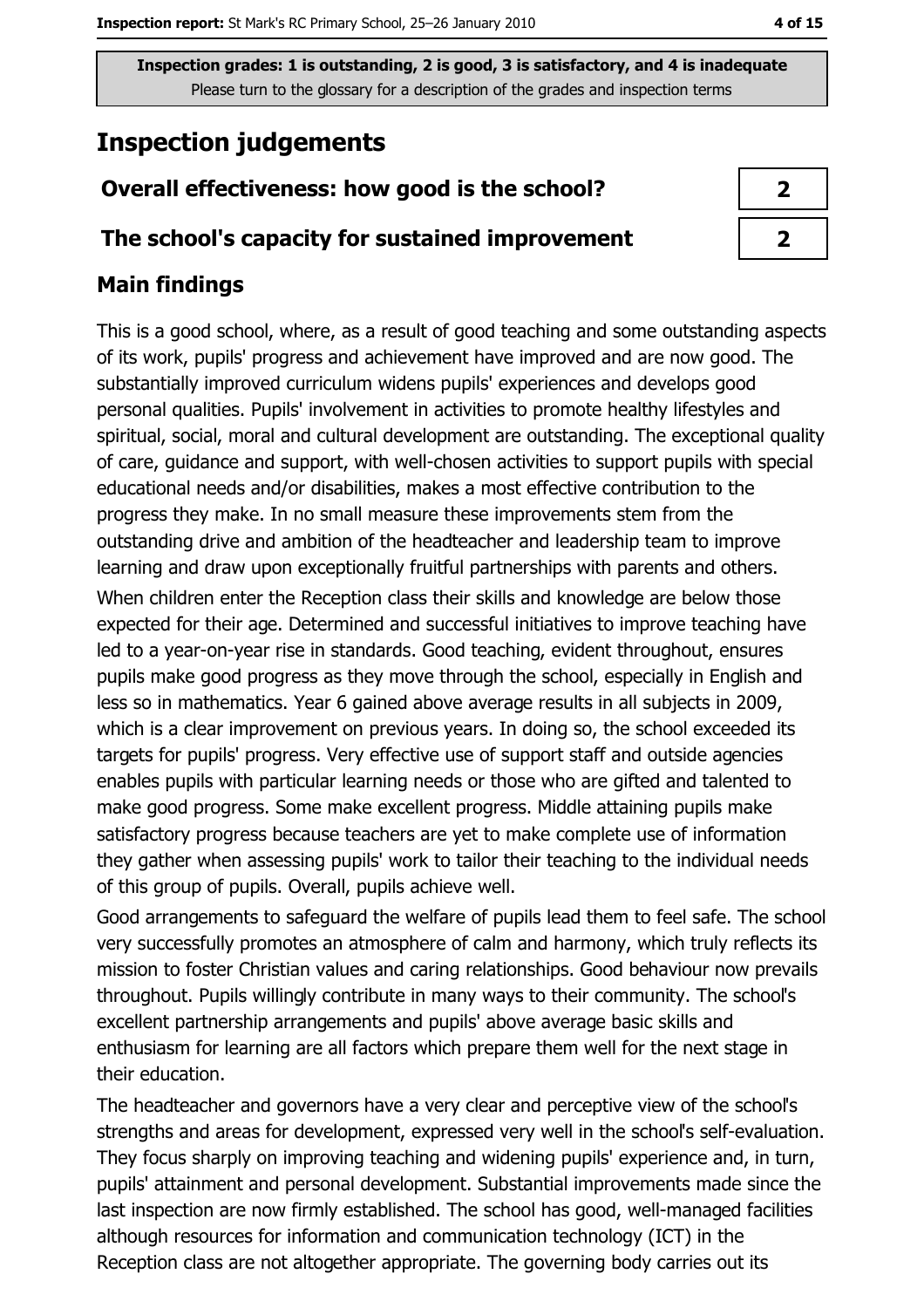Inspection grades: 1 is outstanding, 2 is good, 3 is satisfactory, and 4 is inadequate
Please turn to the glossary for a description of the grades and inspection terms

# Inspection judgements

| | |
|---|---|
| **Overall effectiveness: how good is the school?** | **2** |
| **The school's capacity for sustained improvement** | **2** |

## Main findings

This is a good school, where, as a result of good teaching and some outstanding aspects of its work, pupils' progress and achievement have improved and are now good. The substantially improved curriculum widens pupils' experiences and develops good personal qualities. Pupils' involvement in activities to promote healthy lifestyles and spiritual, social, moral and cultural development are outstanding. The exceptional quality of care, guidance and support, with well-chosen activities to support pupils with special educational needs and/or disabilities, makes a most effective contribution to the progress they make. In no small measure these improvements stem from the outstanding drive and ambition of the headteacher and leadership team to improve learning and draw upon exceptionally fruitful partnerships with parents and others.

When children enter the Reception class their skills and knowledge are below those expected for their age. Determined and successful initiatives to improve teaching have led to a year-on-year rise in standards. Good teaching, evident throughout, ensures pupils make good progress as they move through the school, especially in English and less so in mathematics. Year 6 gained above average results in all subjects in 2009, which is a clear improvement on previous years. In doing so, the school exceeded its targets for pupils' progress. Very effective use of support staff and outside agencies enables pupils with particular learning needs or those who are gifted and talented to make good progress. Some make excellent progress. Middle attaining pupils make satisfactory progress because teachers are yet to make complete use of information they gather when assessing pupils' work to tailor their teaching to the individual needs of this group of pupils. Overall, pupils achieve well.

Good arrangements to safeguard the welfare of pupils lead them to feel safe. The school very successfully promotes an atmosphere of calm and harmony, which truly reflects its mission to foster Christian values and caring relationships. Good behaviour now prevails throughout. Pupils willingly contribute in many ways to their community. The school's excellent partnership arrangements and pupils' above average basic skills and enthusiasm for learning are all factors which prepare them well for the next stage in their education.

The headteacher and governors have a very clear and perceptive view of the school's strengths and areas for development, expressed very well in the school's self-evaluation. They focus sharply on improving teaching and widening pupils' experience and, in turn, pupils' attainment and personal development. Substantial improvements made since the last inspection are now firmly established. The school has good, well-managed facilities although resources for information and communication technology (ICT) in the Reception class are not altogether appropriate. The governing body carries out its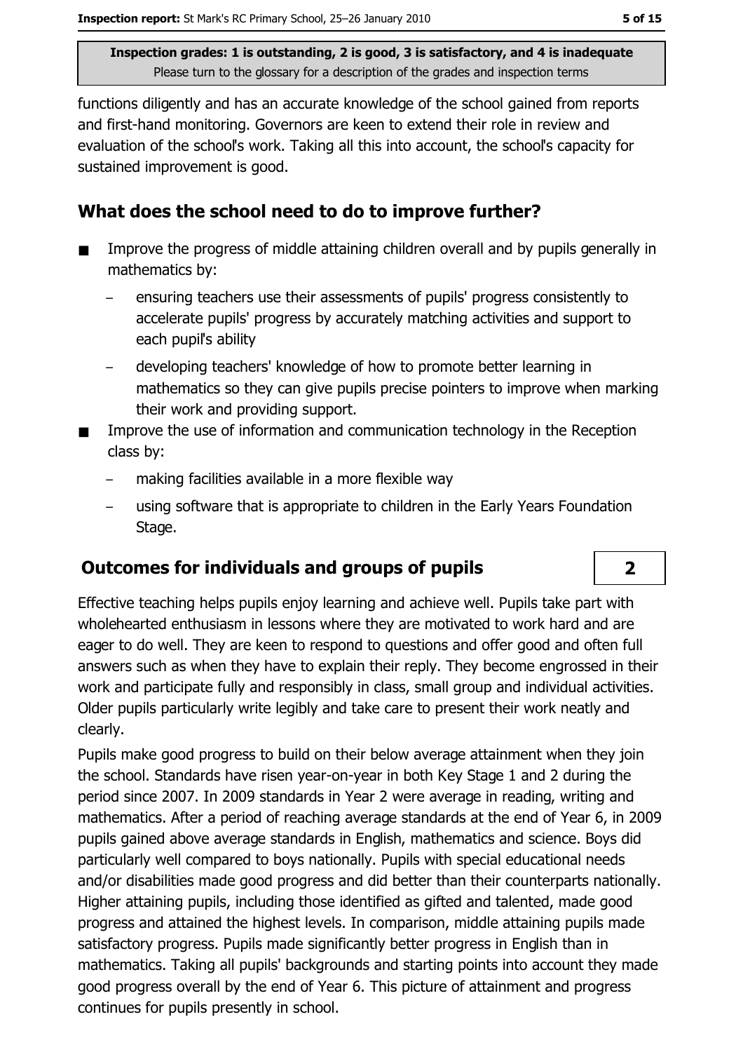functions diligently and has an accurate knowledge of the school gained from reports and first-hand monitoring. Governors are keen to extend their role in review and evaluation of the school's work. Taking all this into account, the school's capacity for sustained improvement is good.

## What does the school need to do to improve further?

- Improve the progress of middle attaining children overall and by pupils generally in mathematics by:
  - ensuring teachers use their assessments of pupils' progress consistently to accelerate pupils' progress by accurately matching activities and support to each pupil's ability
  - developing teachers' knowledge of how to promote better learning in mathematics so they can give pupils precise pointers to improve when marking their work and providing support.
- Improve the use of information and communication technology in the Reception class by:
  - making facilities available in a more flexible way
  - using software that is appropriate to children in the Early Years Foundation Stage.

## Outcomes for individuals and groups of pupils — 2

Effective teaching helps pupils enjoy learning and achieve well. Pupils take part with wholehearted enthusiasm in lessons where they are motivated to work hard and are eager to do well. They are keen to respond to questions and offer good and often full answers such as when they have to explain their reply. They become engrossed in their work and participate fully and responsibly in class, small group and individual activities. Older pupils particularly write legibly and take care to present their work neatly and clearly.

Pupils make good progress to build on their below average attainment when they join the school. Standards have risen year-on-year in both Key Stage 1 and 2 during the period since 2007. In 2009 standards in Year 2 were average in reading, writing and mathematics. After a period of reaching average standards at the end of Year 6, in 2009 pupils gained above average standards in English, mathematics and science. Boys did particularly well compared to boys nationally. Pupils with special educational needs and/or disabilities made good progress and did better than their counterparts nationally. Higher attaining pupils, including those identified as gifted and talented, made good progress and attained the highest levels. In comparison, middle attaining pupils made satisfactory progress. Pupils made significantly better progress in English than in mathematics. Taking all pupils' backgrounds and starting points into account they made good progress overall by the end of Year 6. This picture of attainment and progress continues for pupils presently in school.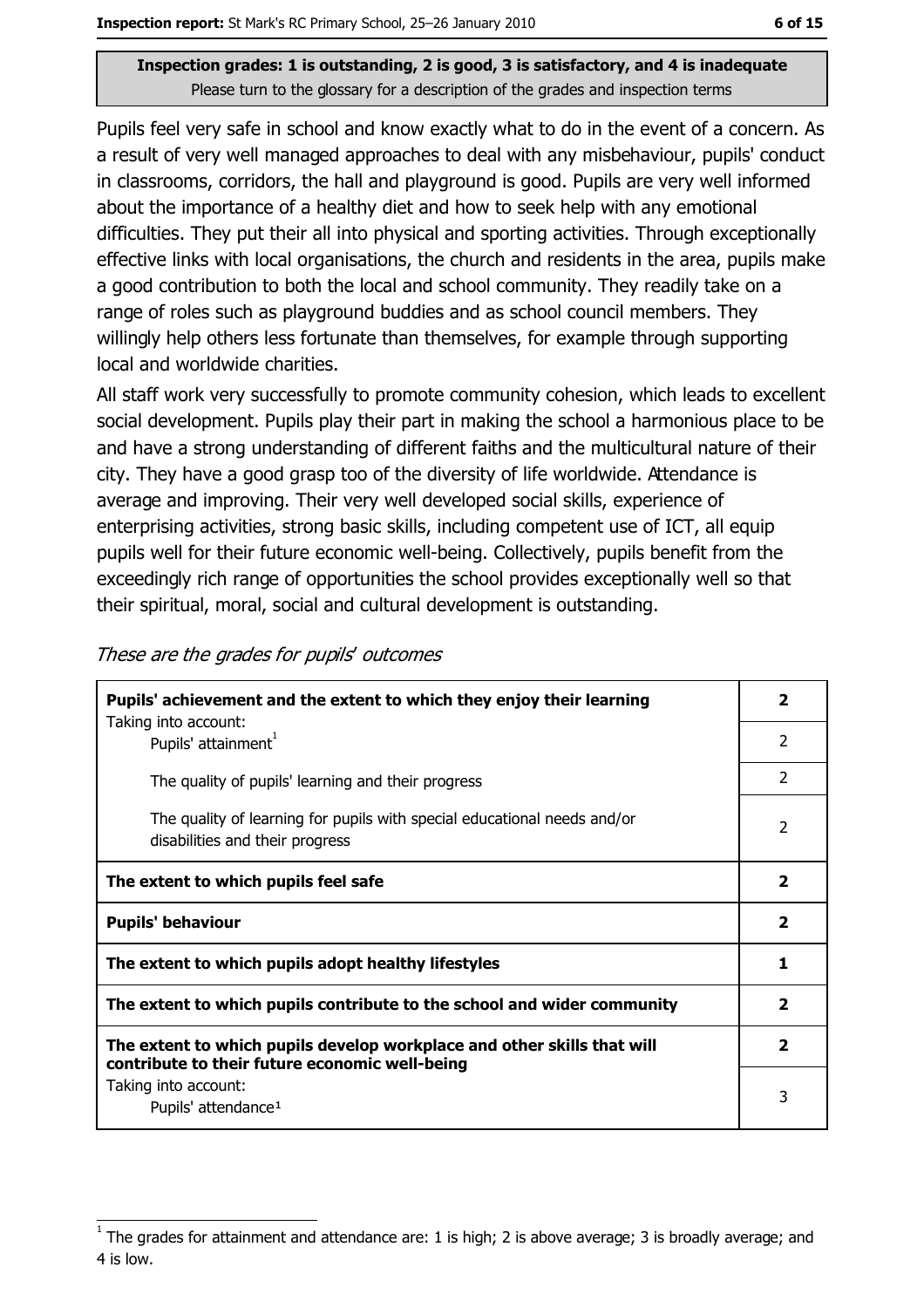**Inspection grades: 1 is outstanding, 2 is good, 3 is satisfactory, and 4 is inadequate**
Please turn to the glossary for a description of the grades and inspection terms

Pupils feel very safe in school and know exactly what to do in the event of a concern. As a result of very well managed approaches to deal with any misbehaviour, pupils' conduct in classrooms, corridors, the hall and playground is good. Pupils are very well informed about the importance of a healthy diet and how to seek help with any emotional difficulties. They put their all into physical and sporting activities. Through exceptionally effective links with local organisations, the church and residents in the area, pupils make a good contribution to both the local and school community. They readily take on a range of roles such as playground buddies and as school council members. They willingly help others less fortunate than themselves, for example through supporting local and worldwide charities.

All staff work very successfully to promote community cohesion, which leads to excellent social development. Pupils play their part in making the school a harmonious place to be and have a strong understanding of different faiths and the multicultural nature of their city. They have a good grasp too of the diversity of life worldwide. Attendance is average and improving. Their very well developed social skills, experience of enterprising activities, strong basic skills, including competent use of ICT, all equip pupils well for their future economic well-being. Collectively, pupils benefit from the exceedingly rich range of opportunities the school provides exceptionally well so that their spiritual, moral, social and cultural development is outstanding.

*These are the grades for pupils' outcomes*

| | |
|---|---|
| **Pupils' achievement and the extent to which they enjoy their learning** | **2** |
| Taking into account: Pupils' attainment[1] | 2 |
| The quality of pupils' learning and their progress | 2 |
| The quality of learning for pupils with special educational needs and/or disabilities and their progress | 2 |
| **The extent to which pupils feel safe** | **2** |
| **Pupils' behaviour** | **2** |
| **The extent to which pupils adopt healthy lifestyles** | **1** |
| **The extent to which pupils contribute to the school and wider community** | **2** |
| **The extent to which pupils develop workplace and other skills that will contribute to their future economic well-being** | **2** |
| Taking into account: Pupils' attendance[1] | 3 |

[1] The grades for attainment and attendance are: 1 is high; 2 is above average; 3 is broadly average; and 4 is low.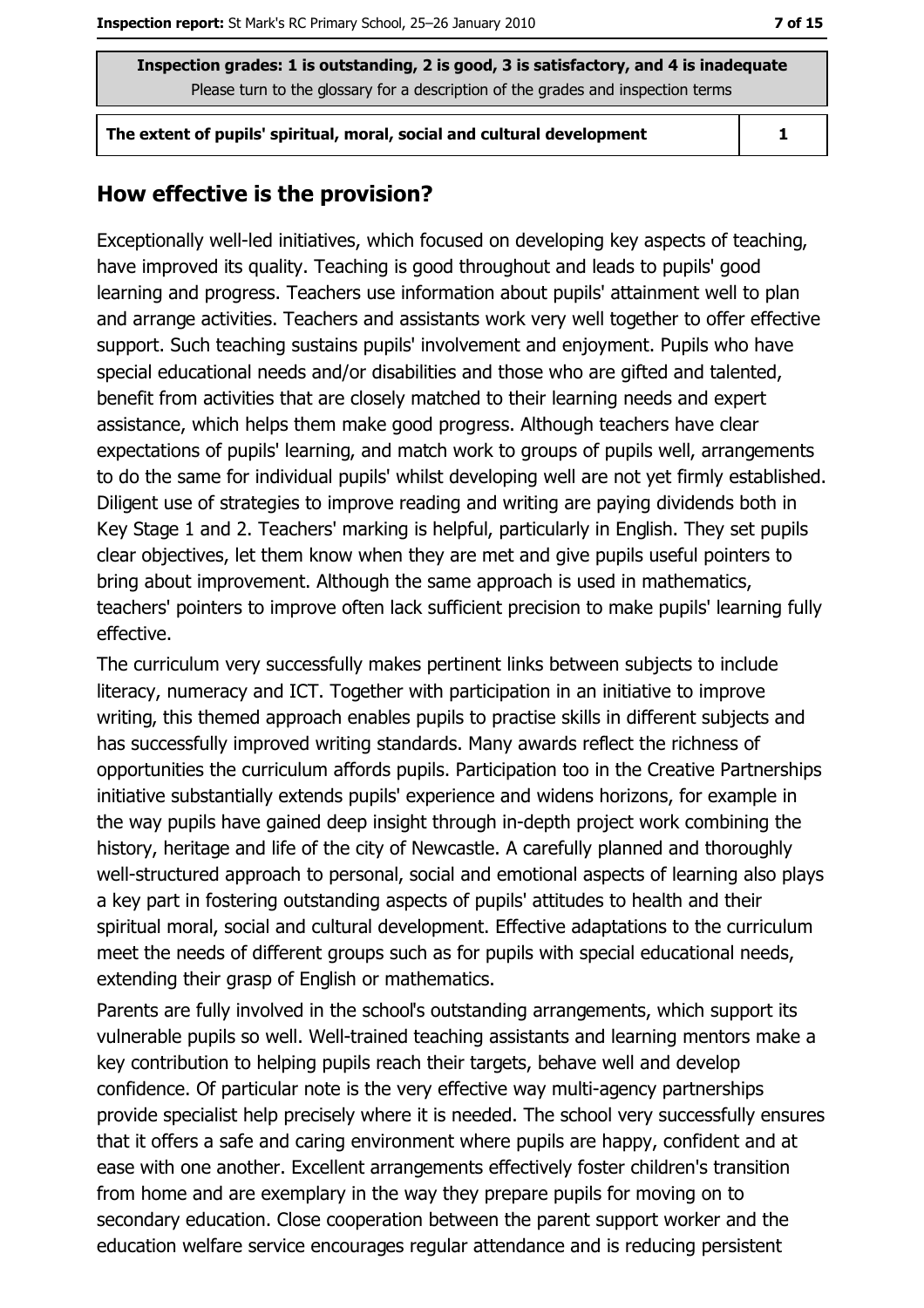**Inspection grades: 1 is outstanding, 2 is good, 3 is satisfactory, and 4 is inadequate**
Please turn to the glossary for a description of the grades and inspection terms

| The extent of pupils' spiritual, moral, social and cultural development | 1 |
| --- | --- |

## How effective is the provision?

Exceptionally well-led initiatives, which focused on developing key aspects of teaching, have improved its quality. Teaching is good throughout and leads to pupils' good learning and progress. Teachers use information about pupils' attainment well to plan and arrange activities. Teachers and assistants work very well together to offer effective support. Such teaching sustains pupils' involvement and enjoyment. Pupils who have special educational needs and/or disabilities and those who are gifted and talented, benefit from activities that are closely matched to their learning needs and expert assistance, which helps them make good progress. Although teachers have clear expectations of pupils' learning, and match work to groups of pupils well, arrangements to do the same for individual pupils' whilst developing well are not yet firmly established. Diligent use of strategies to improve reading and writing are paying dividends both in Key Stage 1 and 2. Teachers' marking is helpful, particularly in English. They set pupils clear objectives, let them know when they are met and give pupils useful pointers to bring about improvement. Although the same approach is used in mathematics, teachers' pointers to improve often lack sufficient precision to make pupils' learning fully effective.

The curriculum very successfully makes pertinent links between subjects to include literacy, numeracy and ICT. Together with participation in an initiative to improve writing, this themed approach enables pupils to practise skills in different subjects and has successfully improved writing standards. Many awards reflect the richness of opportunities the curriculum affords pupils. Participation too in the Creative Partnerships initiative substantially extends pupils' experience and widens horizons, for example in the way pupils have gained deep insight through in-depth project work combining the history, heritage and life of the city of Newcastle. A carefully planned and thoroughly well-structured approach to personal, social and emotional aspects of learning also plays a key part in fostering outstanding aspects of pupils' attitudes to health and their spiritual moral, social and cultural development. Effective adaptations to the curriculum meet the needs of different groups such as for pupils with special educational needs, extending their grasp of English or mathematics.

Parents are fully involved in the school's outstanding arrangements, which support its vulnerable pupils so well. Well-trained teaching assistants and learning mentors make a key contribution to helping pupils reach their targets, behave well and develop confidence. Of particular note is the very effective way multi-agency partnerships provide specialist help precisely where it is needed. The school very successfully ensures that it offers a safe and caring environment where pupils are happy, confident and at ease with one another. Excellent arrangements effectively foster children's transition from home and are exemplary in the way they prepare pupils for moving on to secondary education. Close cooperation between the parent support worker and the education welfare service encourages regular attendance and is reducing persistent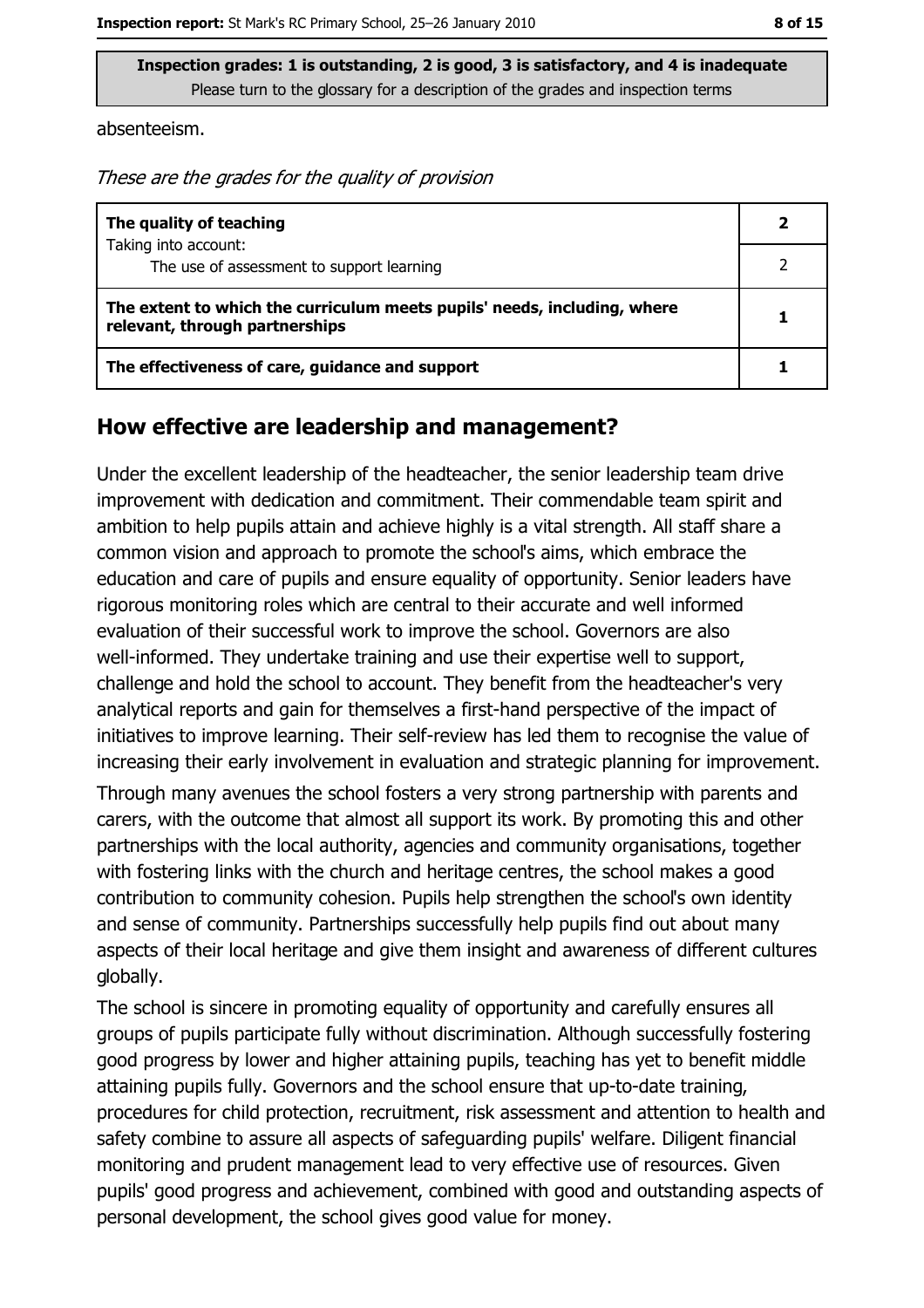absenteeism.

*These are the grades for the quality of provision*

| | |
|---|---|
| **The quality of teaching** | **2** |
| Taking into account: The use of assessment to support learning | 2 |
| **The extent to which the curriculum meets pupils' needs, including, where relevant, through partnerships** | **1** |
| **The effectiveness of care, guidance and support** | **1** |

## How effective are leadership and management?

Under the excellent leadership of the headteacher, the senior leadership team drive improvement with dedication and commitment. Their commendable team spirit and ambition to help pupils attain and achieve highly is a vital strength. All staff share a common vision and approach to promote the school's aims, which embrace the education and care of pupils and ensure equality of opportunity. Senior leaders have rigorous monitoring roles which are central to their accurate and well informed evaluation of their successful work to improve the school. Governors are also well-informed. They undertake training and use their expertise well to support, challenge and hold the school to account. They benefit from the headteacher's very analytical reports and gain for themselves a first-hand perspective of the impact of initiatives to improve learning. Their self-review has led them to recognise the value of increasing their early involvement in evaluation and strategic planning for improvement.

Through many avenues the school fosters a very strong partnership with parents and carers, with the outcome that almost all support its work. By promoting this and other partnerships with the local authority, agencies and community organisations, together with fostering links with the church and heritage centres, the school makes a good contribution to community cohesion. Pupils help strengthen the school's own identity and sense of community. Partnerships successfully help pupils find out about many aspects of their local heritage and give them insight and awareness of different cultures globally.

The school is sincere in promoting equality of opportunity and carefully ensures all groups of pupils participate fully without discrimination. Although successfully fostering good progress by lower and higher attaining pupils, teaching has yet to benefit middle attaining pupils fully. Governors and the school ensure that up-to-date training, procedures for child protection, recruitment, risk assessment and attention to health and safety combine to assure all aspects of safeguarding pupils' welfare. Diligent financial monitoring and prudent management lead to very effective use of resources. Given pupils' good progress and achievement, combined with good and outstanding aspects of personal development, the school gives good value for money.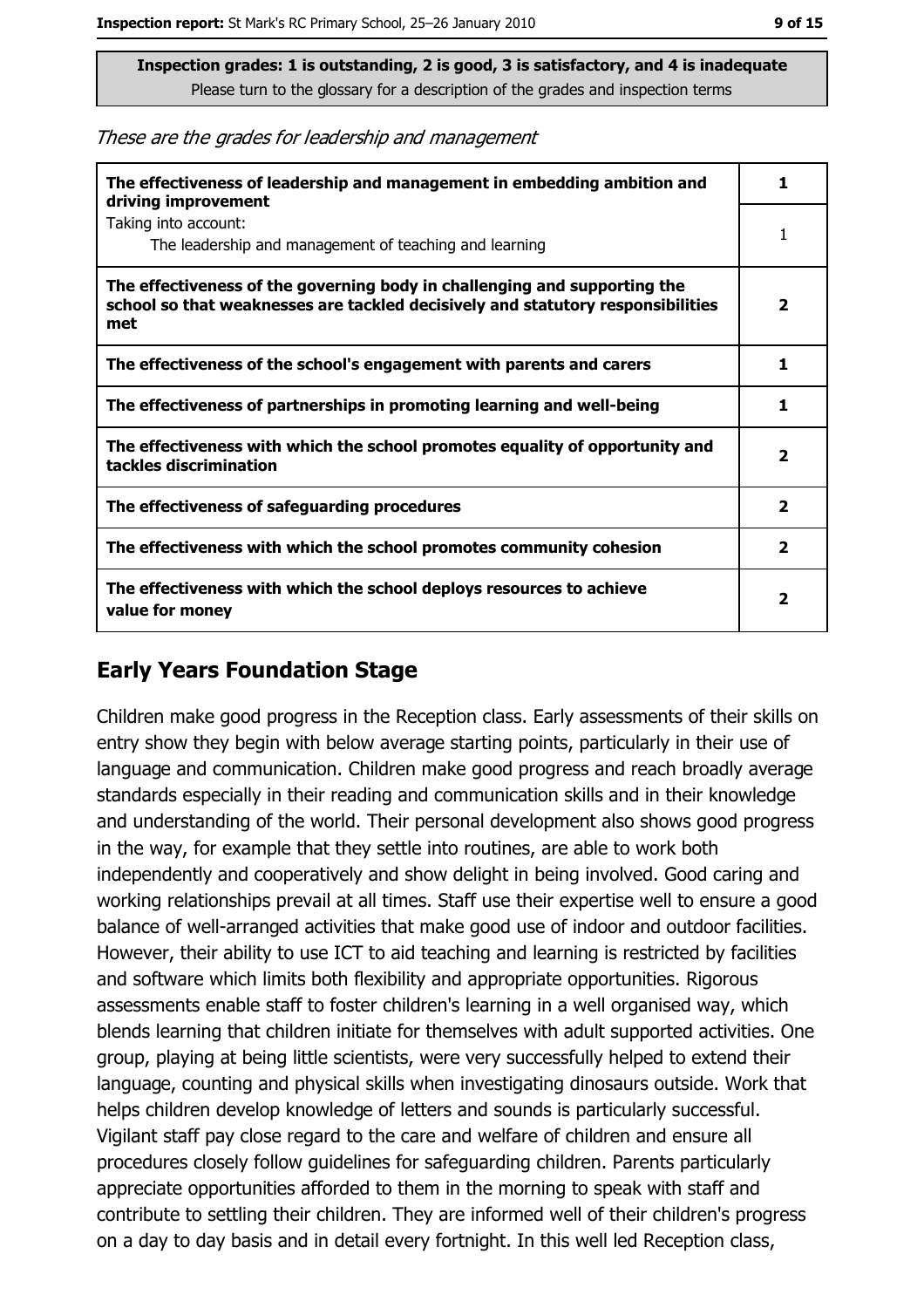**Inspection grades: 1 is outstanding, 2 is good, 3 is satisfactory, and 4 is inadequate**
Please turn to the glossary for a description of the grades and inspection terms

*These are the grades for leadership and management*

| | |
|---|---|
| **The effectiveness of leadership and management in embedding ambition and driving improvement** | **1** |
| Taking into account:<br>The leadership and management of teaching and learning | 1 |
| **The effectiveness of the governing body in challenging and supporting the school so that weaknesses are tackled decisively and statutory responsibilities met** | **2** |
| **The effectiveness of the school's engagement with parents and carers** | **1** |
| **The effectiveness of partnerships in promoting learning and well-being** | **1** |
| **The effectiveness with which the school promotes equality of opportunity and tackles discrimination** | **2** |
| **The effectiveness of safeguarding procedures** | **2** |
| **The effectiveness with which the school promotes community cohesion** | **2** |
| **The effectiveness with which the school deploys resources to achieve value for money** | **2** |

## Early Years Foundation Stage

Children make good progress in the Reception class. Early assessments of their skills on entry show they begin with below average starting points, particularly in their use of language and communication. Children make good progress and reach broadly average standards especially in their reading and communication skills and in their knowledge and understanding of the world. Their personal development also shows good progress in the way, for example that they settle into routines, are able to work both independently and cooperatively and show delight in being involved. Good caring and working relationships prevail at all times. Staff use their expertise well to ensure a good balance of well-arranged activities that make good use of indoor and outdoor facilities. However, their ability to use ICT to aid teaching and learning is restricted by facilities and software which limits both flexibility and appropriate opportunities. Rigorous assessments enable staff to foster children's learning in a well organised way, which blends learning that children initiate for themselves with adult supported activities. One group, playing at being little scientists, were very successfully helped to extend their language, counting and physical skills when investigating dinosaurs outside. Work that helps children develop knowledge of letters and sounds is particularly successful. Vigilant staff pay close regard to the care and welfare of children and ensure all procedures closely follow guidelines for safeguarding children. Parents particularly appreciate opportunities afforded to them in the morning to speak with staff and contribute to settling their children. They are informed well of their children's progress on a day to day basis and in detail every fortnight. In this well led Reception class,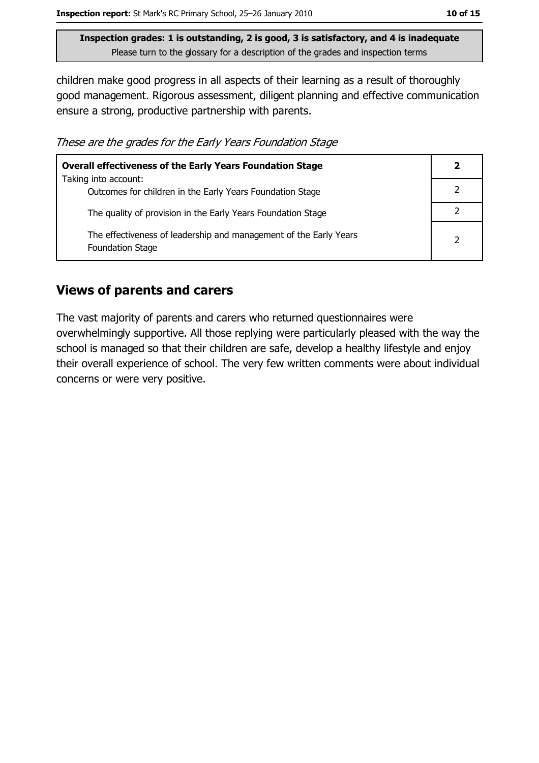Inspection grades: 1 is outstanding, 2 is good, 3 is satisfactory, and 4 is inadequate
Please turn to the glossary for a description of the grades and inspection terms

children make good progress in all aspects of their learning as a result of thoroughly good management. Rigorous assessment, diligent planning and effective communication ensure a strong, productive partnership with parents.

*These are the grades for the Early Years Foundation Stage*

| **Overall effectiveness of the Early Years Foundation Stage** | **2** |
|---|---|
| Taking into account: Outcomes for children in the Early Years Foundation Stage | 2 |
| The quality of provision in the Early Years Foundation Stage | 2 |
| The effectiveness of leadership and management of the Early Years Foundation Stage | 2 |

## Views of parents and carers

The vast majority of parents and carers who returned questionnaires were overwhelmingly supportive. All those replying were particularly pleased with the way the school is managed so that their children are safe, develop a healthy lifestyle and enjoy their overall experience of school. The very few written comments were about individual concerns or were very positive.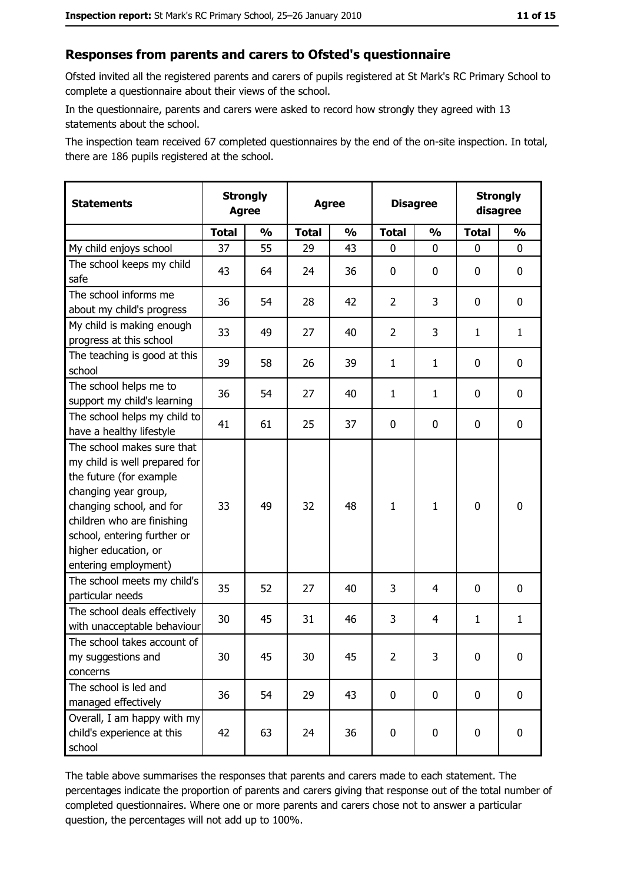## Responses from parents and carers to Ofsted's questionnaire

Ofsted invited all the registered parents and carers of pupils registered at St Mark's RC Primary School to complete a questionnaire about their views of the school.

In the questionnaire, parents and carers were asked to record how strongly they agreed with 13 statements about the school.

The inspection team received 67 completed questionnaires by the end of the on-site inspection. In total, there are 186 pupils registered at the school.

| Statements | Strongly Agree | | Agree | | Disagree | | Strongly disagree | |
|---|---|---|---|---|---|---|---|---|
| | **Total** | **%** | **Total** | **%** | **Total** | **%** | **Total** | **%** |
| My child enjoys school | 37 | 55 | 29 | 43 | 0 | 0 | 0 | 0 |
| The school keeps my child safe | 43 | 64 | 24 | 36 | 0 | 0 | 0 | 0 |
| The school informs me about my child's progress | 36 | 54 | 28 | 42 | 2 | 3 | 0 | 0 |
| My child is making enough progress at this school | 33 | 49 | 27 | 40 | 2 | 3 | 1 | 1 |
| The teaching is good at this school | 39 | 58 | 26 | 39 | 1 | 1 | 0 | 0 |
| The school helps me to support my child's learning | 36 | 54 | 27 | 40 | 1 | 1 | 0 | 0 |
| The school helps my child to have a healthy lifestyle | 41 | 61 | 25 | 37 | 0 | 0 | 0 | 0 |
| The school makes sure that my child is well prepared for the future (for example changing year group, changing school, and for children who are finishing school, entering further or higher education, or entering employment) | 33 | 49 | 32 | 48 | 1 | 1 | 0 | 0 |
| The school meets my child's particular needs | 35 | 52 | 27 | 40 | 3 | 4 | 0 | 0 |
| The school deals effectively with unacceptable behaviour | 30 | 45 | 31 | 46 | 3 | 4 | 1 | 1 |
| The school takes account of my suggestions and concerns | 30 | 45 | 30 | 45 | 2 | 3 | 0 | 0 |
| The school is led and managed effectively | 36 | 54 | 29 | 43 | 0 | 0 | 0 | 0 |
| Overall, I am happy with my child's experience at this school | 42 | 63 | 24 | 36 | 0 | 0 | 0 | 0 |

The table above summarises the responses that parents and carers made to each statement. The percentages indicate the proportion of parents and carers giving that response out of the total number of completed questionnaires. Where one or more parents and carers chose not to answer a particular question, the percentages will not add up to 100%.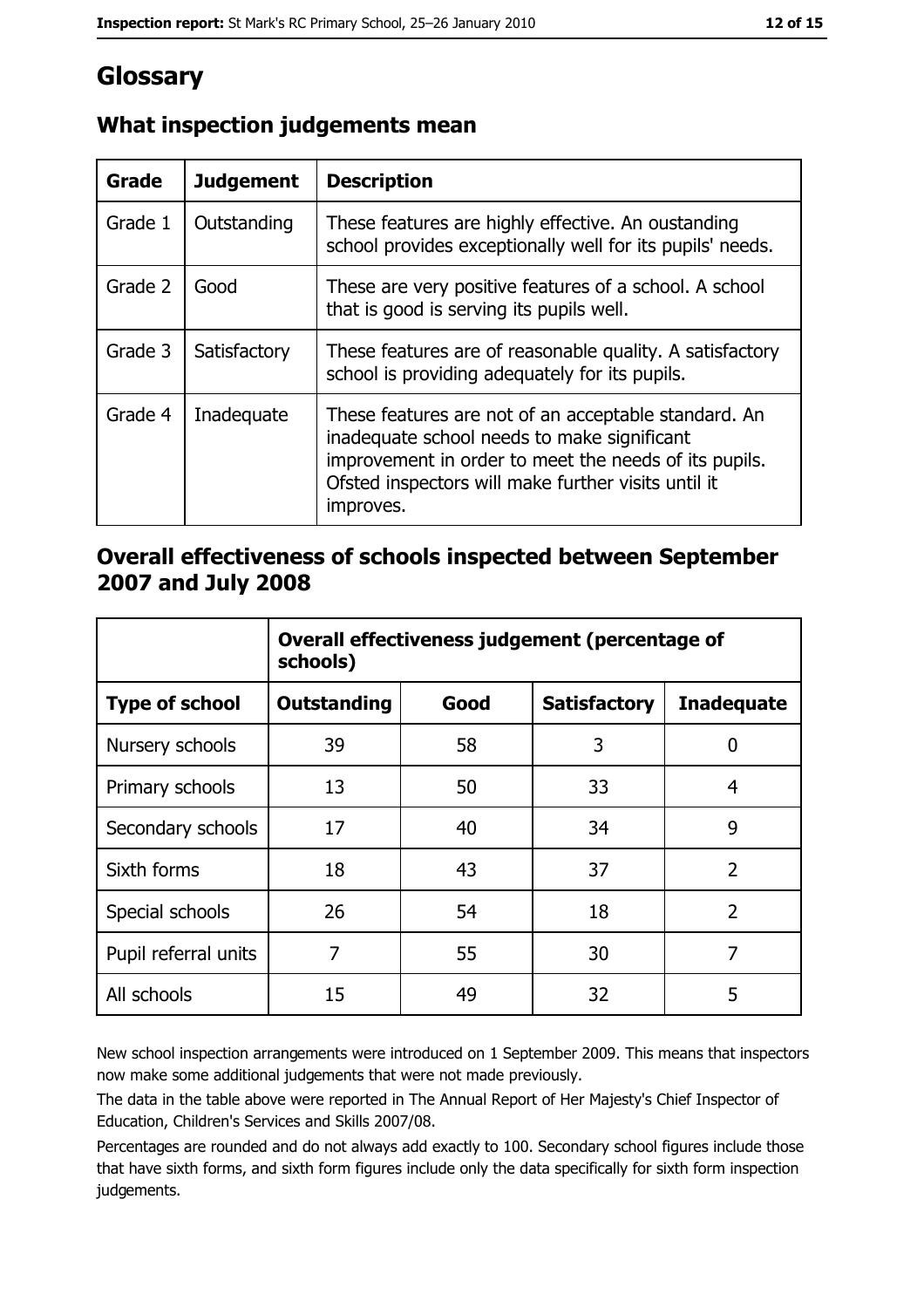# Glossary

## What inspection judgements mean

| Grade | Judgement | Description |
| --- | --- | --- |
| Grade 1 | Outstanding | These features are highly effective. An oustanding school provides exceptionally well for its pupils' needs. |
| Grade 2 | Good | These are very positive features of a school. A school that is good is serving its pupils well. |
| Grade 3 | Satisfactory | These features are of reasonable quality. A satisfactory school is providing adequately for its pupils. |
| Grade 4 | Inadequate | These features are not of an acceptable standard. An inadequate school needs to make significant improvement in order to meet the needs of its pupils. Ofsted inspectors will make further visits until it improves. |

## Overall effectiveness of schools inspected between September 2007 and July 2008

| | Overall effectiveness judgement (percentage of schools) | | | |
| --- | --- | --- | --- | --- |
| **Type of school** | **Outstanding** | **Good** | **Satisfactory** | **Inadequate** |
| Nursery schools | 39 | 58 | 3 | 0 |
| Primary schools | 13 | 50 | 33 | 4 |
| Secondary schools | 17 | 40 | 34 | 9 |
| Sixth forms | 18 | 43 | 37 | 2 |
| Special schools | 26 | 54 | 18 | 2 |
| Pupil referral units | 7 | 55 | 30 | 7 |
| All schools | 15 | 49 | 32 | 5 |

New school inspection arrangements were introduced on 1 September 2009. This means that inspectors now make some additional judgements that were not made previously.

The data in the table above were reported in The Annual Report of Her Majesty's Chief Inspector of Education, Children's Services and Skills 2007/08.

Percentages are rounded and do not always add exactly to 100. Secondary school figures include those that have sixth forms, and sixth form figures include only the data specifically for sixth form inspection judgements.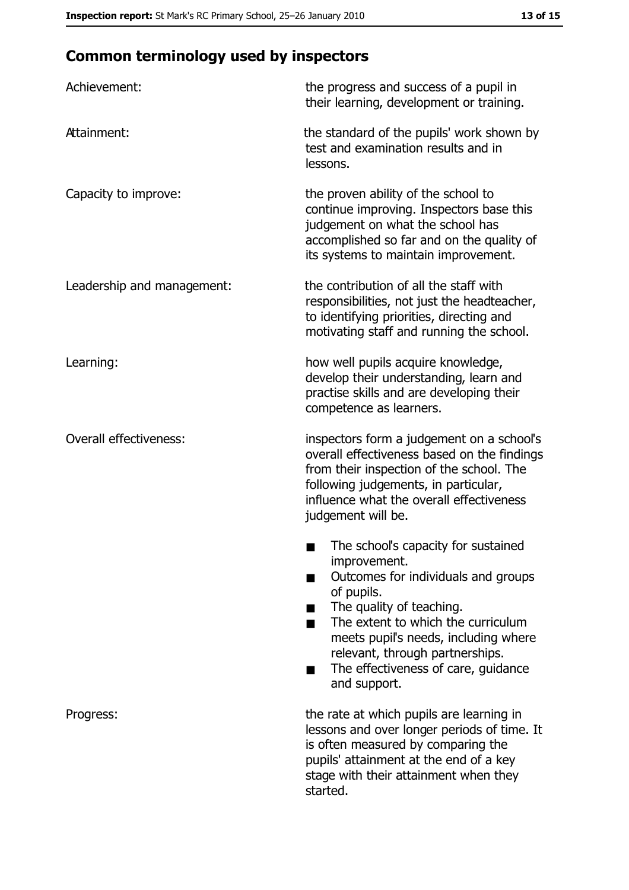## Common terminology used by inspectors

| | |
|---|---|
| Achievement: | the progress and success of a pupil in their learning, development or training. |
| Attainment: | the standard of the pupils' work shown by test and examination results and in lessons. |
| Capacity to improve: | the proven ability of the school to continue improving. Inspectors base this judgement on what the school has accomplished so far and on the quality of its systems to maintain improvement. |
| Leadership and management: | the contribution of all the staff with responsibilities, not just the headteacher, to identifying priorities, directing and motivating staff and running the school. |
| Learning: | how well pupils acquire knowledge, develop their understanding, learn and practise skills and are developing their competence as learners. |
| Overall effectiveness: | inspectors form a judgement on a school's overall effectiveness based on the findings from their inspection of the school. The following judgements, in particular, influence what the overall effectiveness judgement will be. <br>■ The school's capacity for sustained improvement.<br>■ Outcomes for individuals and groups of pupils.<br>■ The quality of teaching.<br>■ The extent to which the curriculum meets pupil's needs, including where relevant, through partnerships.<br>■ The effectiveness of care, guidance and support. |
| Progress: | the rate at which pupils are learning in lessons and over longer periods of time. It is often measured by comparing the pupils' attainment at the end of a key stage with their attainment when they started. |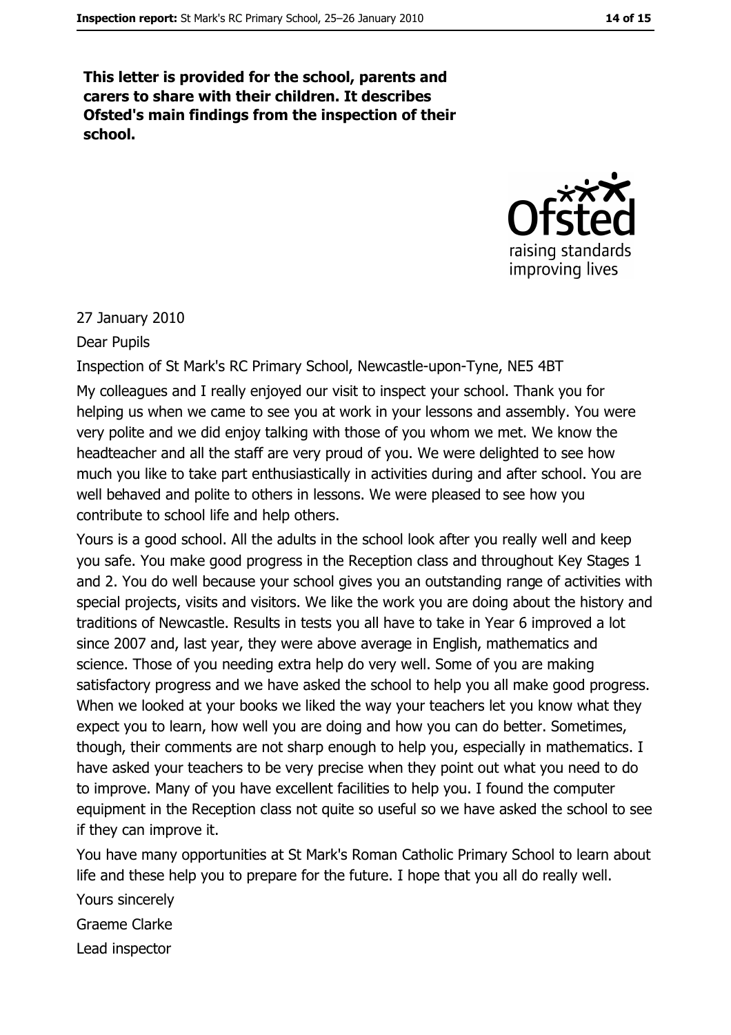**This letter is provided for the school, parents and carers to share with their children. It describes Ofsted's main findings from the inspection of their school.**

27 January 2010

Dear Pupils

Inspection of St Mark's RC Primary School, Newcastle-upon-Tyne, NE5 4BT

My colleagues and I really enjoyed our visit to inspect your school. Thank you for helping us when we came to see you at work in your lessons and assembly. You were very polite and we did enjoy talking with those of you whom we met. We know the headteacher and all the staff are very proud of you. We were delighted to see how much you like to take part enthusiastically in activities during and after school. You are well behaved and polite to others in lessons. We were pleased to see how you contribute to school life and help others.

Yours is a good school. All the adults in the school look after you really well and keep you safe. You make good progress in the Reception class and throughout Key Stages 1 and 2. You do well because your school gives you an outstanding range of activities with special projects, visits and visitors. We like the work you are doing about the history and traditions of Newcastle. Results in tests you all have to take in Year 6 improved a lot since 2007 and, last year, they were above average in English, mathematics and science. Those of you needing extra help do very well. Some of you are making satisfactory progress and we have asked the school to help you all make good progress. When we looked at your books we liked the way your teachers let you know what they expect you to learn, how well you are doing and how you can do better. Sometimes, though, their comments are not sharp enough to help you, especially in mathematics. I have asked your teachers to be very precise when they point out what you need to do to improve. Many of you have excellent facilities to help you. I found the computer equipment in the Reception class not quite so useful so we have asked the school to see if they can improve it.

You have many opportunities at St Mark's Roman Catholic Primary School to learn about life and these help you to prepare for the future. I hope that you all do really well.

Yours sincerely

Graeme Clarke

Lead inspector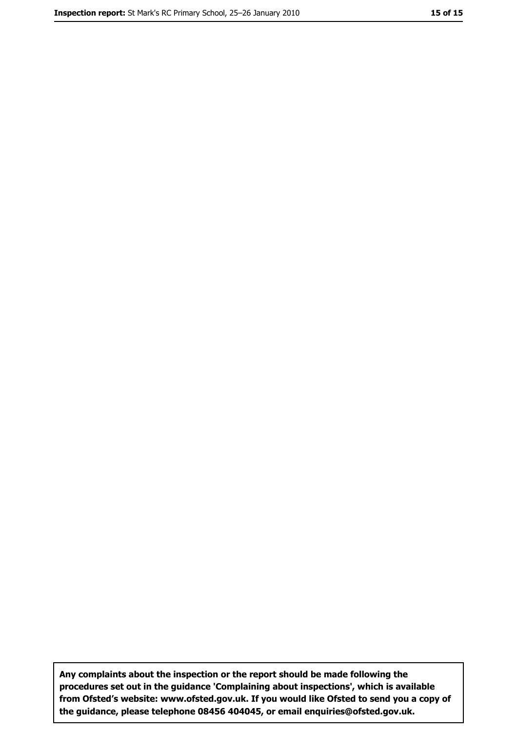**Any complaints about the inspection or the report should be made following the procedures set out in the guidance 'Complaining about inspections', which is available from Ofsted's website: www.ofsted.gov.uk. If you would like Ofsted to send you a copy of the guidance, please telephone 08456 404045, or email enquiries@ofsted.gov.uk.**